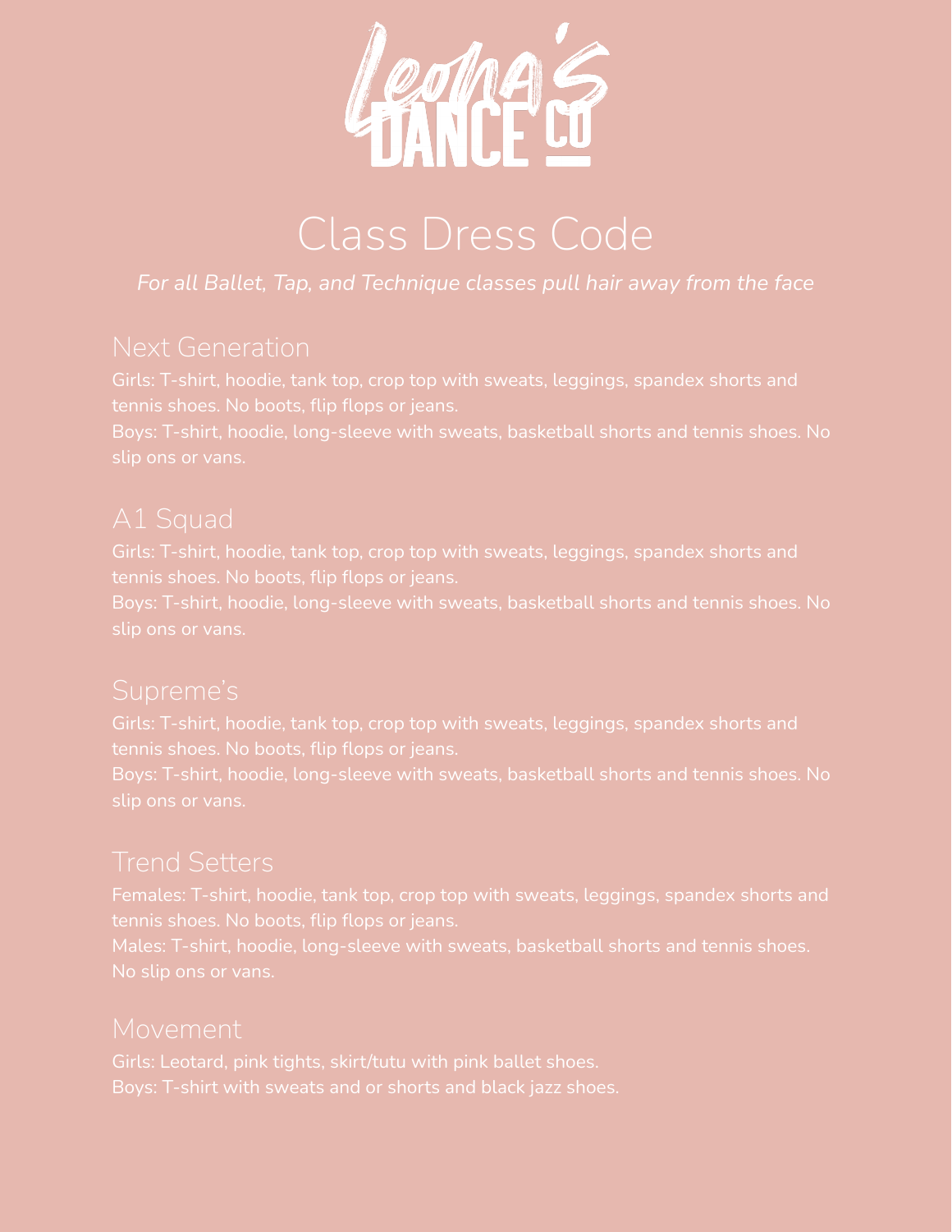# Leona's Dance Co

## Class Dress Code

*For all Ballet, Tap, and Technique classes pull hair away from the face*

### Next Generation

Girls: T-shirt, hoodie, tank top, crop top with sweats, leggings, spandex shorts and tennis shoes. No boots, flip flops or jeans.

Boys: T-shirt, hoodie, long-sleeve with sweats, basketball shorts and tennis shoes. No slip ons or vans.

### A1 Squad

Girls: T-shirt, hoodie, tank top, crop top with sweats, leggings, spandex shorts and tennis shoes. No boots, flip flops or jeans.

Boys: T-shirt, hoodie, long-sleeve with sweats, basketball shorts and tennis shoes. No slip ons or vans.

### Supreme's

Girls: T-shirt, hoodie, tank top, crop top with sweats, leggings, spandex shorts and tennis shoes. No boots, flip flops or jeans.

Boys: T-shirt, hoodie, long-sleeve with sweats, basketball shorts and tennis shoes. No slip ons or vans.

### Trend Setters

Females: T-shirt, hoodie, tank top, crop top with sweats, leggings, spandex shorts and tennis shoes. No boots, flip flops or jeans.

Males: T-shirt, hoodie, long-sleeve with sweats, basketball shorts and tennis shoes. No slip ons or vans.

### Movement

Girls: Leotard, pink tights, skirt/tutu with pink ballet shoes.

Boys: T-shirt with sweats and or shorts and black jazz shoes.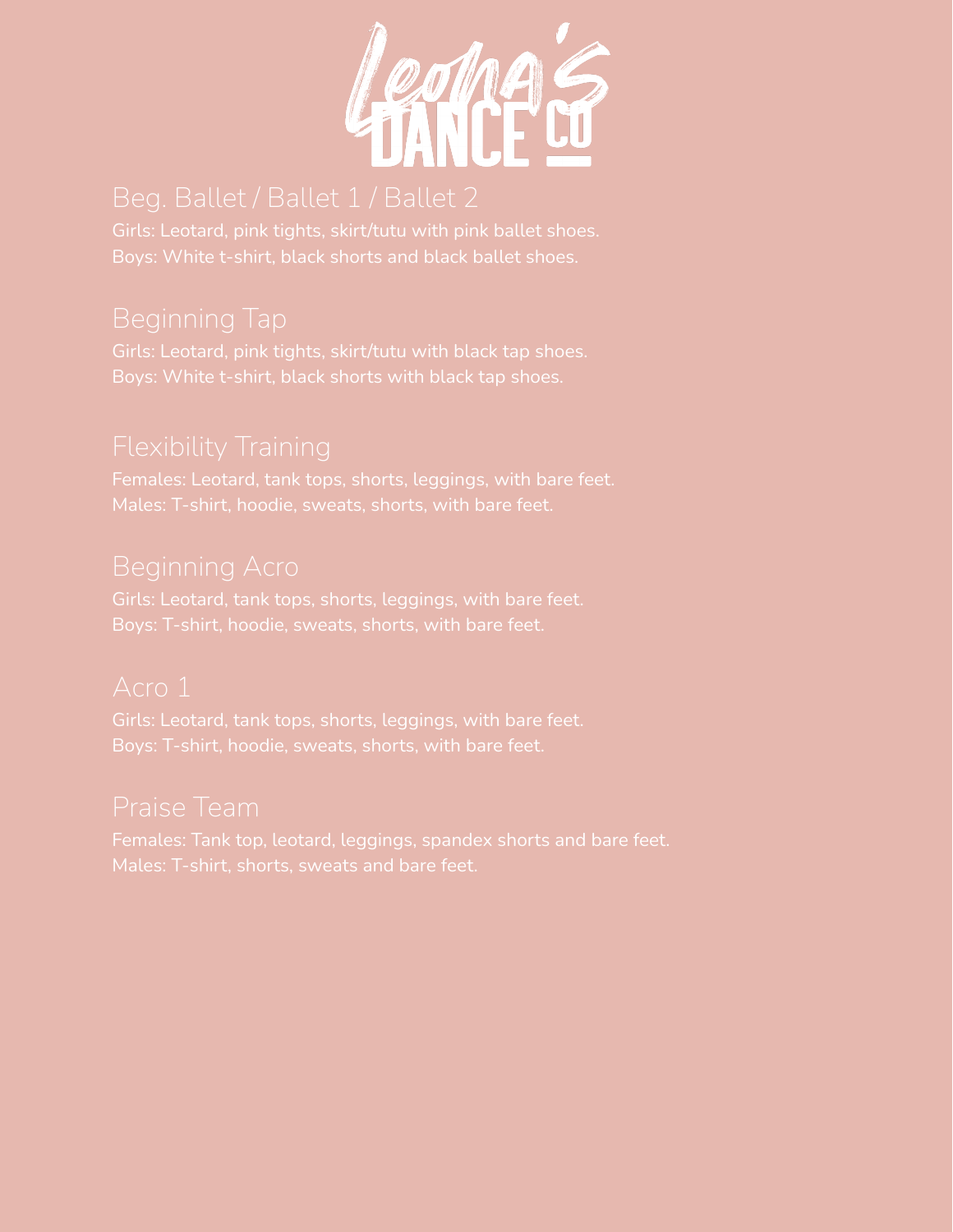# Leona's DANCE CO

## Beg. Ballet / Ballet 1 / Ballet 2

Girls: Leotard, pink tights, skirt/tutu with pink ballet shoes.
Boys: White t-shirt, black shorts and black ballet shoes.

## Beginning Tap

Girls: Leotard, pink tights, skirt/tutu with black tap shoes.
Boys: White t-shirt, black shorts with black tap shoes.

## Flexibility Training

Females: Leotard, tank tops, shorts, leggings, with bare feet.
Males: T-shirt, hoodie, sweats, shorts, with bare feet.

## Beginning Acro

Girls: Leotard, tank tops, shorts, leggings, with bare feet.
Boys: T-shirt, hoodie, sweats, shorts, with bare feet.

## Acro 1

Girls: Leotard, tank tops, shorts, leggings, with bare feet.
Boys: T-shirt, hoodie, sweats, shorts, with bare feet.

## Praise Team

Females: Tank top, leotard, leggings, spandex shorts and bare feet.
Males: T-shirt, shorts, sweats and bare feet.